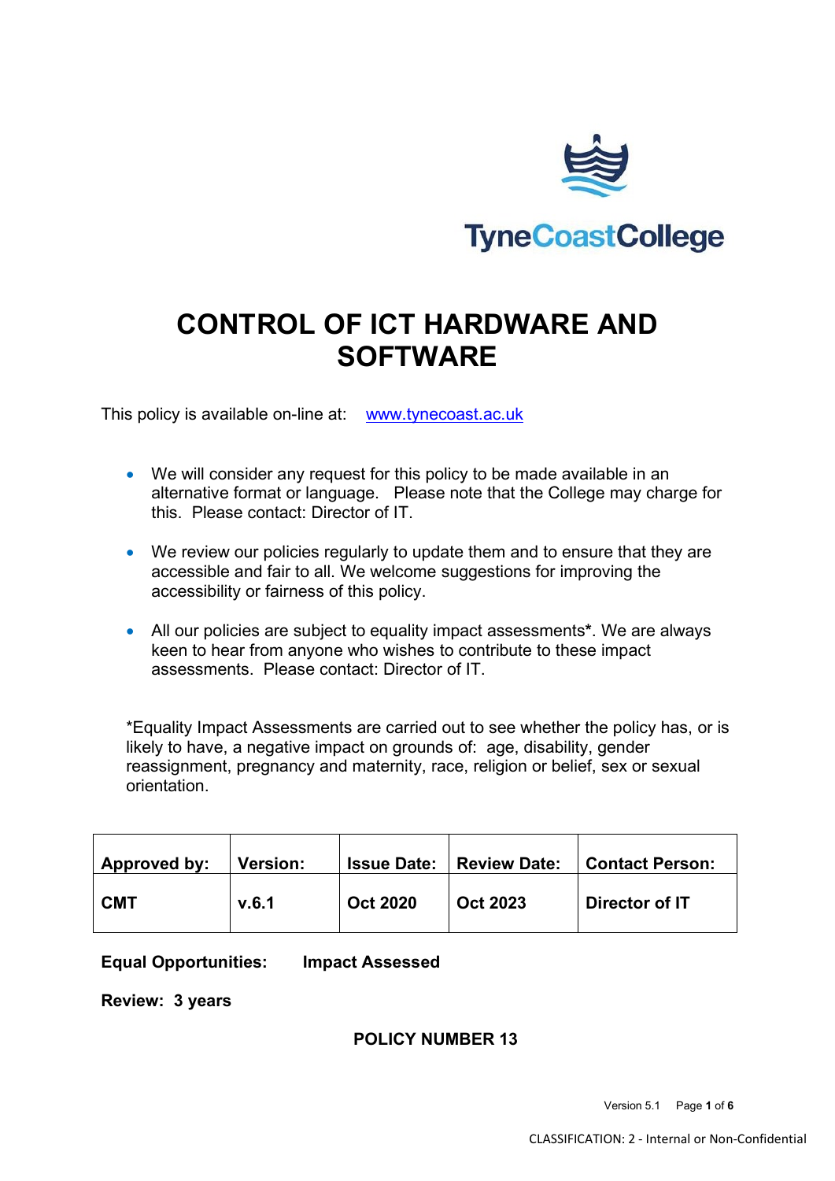TyneCoastCollege

# CONTROL OF ICT HARDWARE AND SOFTWARE

This policy is available on-line at: [www.tynecoast.ac.uk](http://www.tynecoast.ac.uk)

- We will consider any request for this policy to be made available in an alternative format or language. Please note that the College may charge for this. Please contact: Director of IT.
- We review our policies regularly to update them and to ensure that they are accessible and fair to all. We welcome suggestions for improving the accessibility or fairness of this policy.
- All our policies are subject to equality impact assessments**\***. We are always keen to hear from anyone who wishes to contribute to these impact assessments. Please contact: Director of IT.

*Equality Impact Assessments are carried out to see whether the policy has, or is likely to have, a negative impact on grounds of: age, disability, gender reassignment, pregnancy and maternity, race, religion or belief, sex or sexual orientation.

| Approved by: | Version: | Issue Date: | Review Date: | Contact Person: |
|---|---|---|---|---|
| **CMT** | **v.6.1** | **Oct 2020** | **Oct 2023** | **Director of IT** |

**Equal Opportunities: Impact Assessed**

**Review: 3 years**

**POLICY NUMBER 13**

CLASSIFICATION: 2 - Internal or Non-Confidential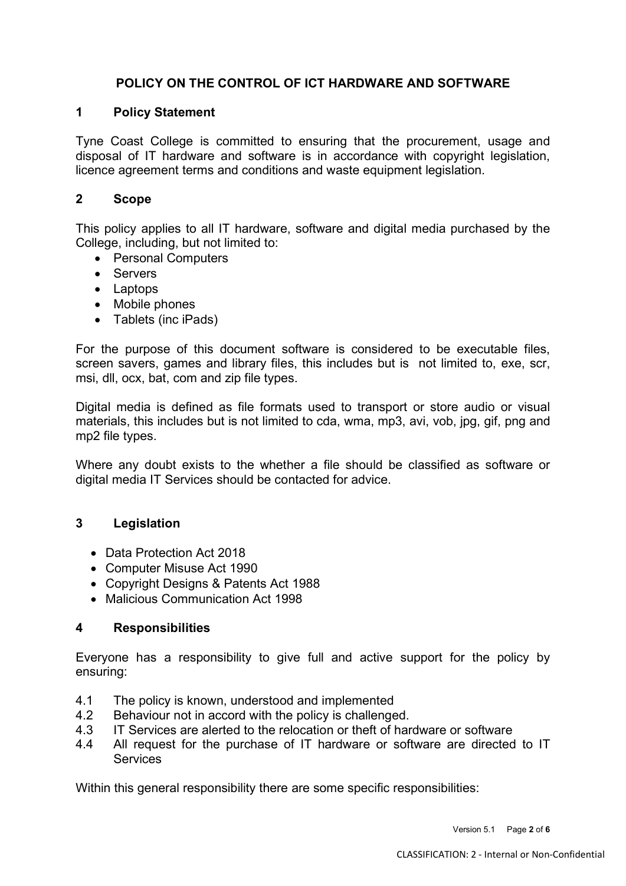# POLICY ON THE CONTROL OF ICT HARDWARE AND SOFTWARE

## 1 Policy Statement

Tyne Coast College is committed to ensuring that the procurement, usage and disposal of IT hardware and software is in accordance with copyright legislation, licence agreement terms and conditions and waste equipment legislation.

## 2 Scope

This policy applies to all IT hardware, software and digital media purchased by the College, including, but not limited to:

- Personal Computers
- Servers
- Laptops
- Mobile phones
- Tablets (inc iPads)

For the purpose of this document software is considered to be executable files, screen savers, games and library files, this includes but is not limited to, exe, scr, msi, dll, ocx, bat, com and zip file types.

Digital media is defined as file formats used to transport or store audio or visual materials, this includes but is not limited to cda, wma, mp3, avi, vob, jpg, gif, png and mp2 file types.

Where any doubt exists to the whether a file should be classified as software or digital media IT Services should be contacted for advice.

## 3 Legislation

- Data Protection Act 2018
- Computer Misuse Act 1990
- Copyright Designs & Patents Act 1988
- Malicious Communication Act 1998

## 4 Responsibilities

Everyone has a responsibility to give full and active support for the policy by ensuring:

4.1 The policy is known, understood and implemented

4.2 Behaviour not in accord with the policy is challenged.

4.3 IT Services are alerted to the relocation or theft of hardware or software

4.4 All request for the purchase of IT hardware or software are directed to IT Services

Within this general responsibility there are some specific responsibilities: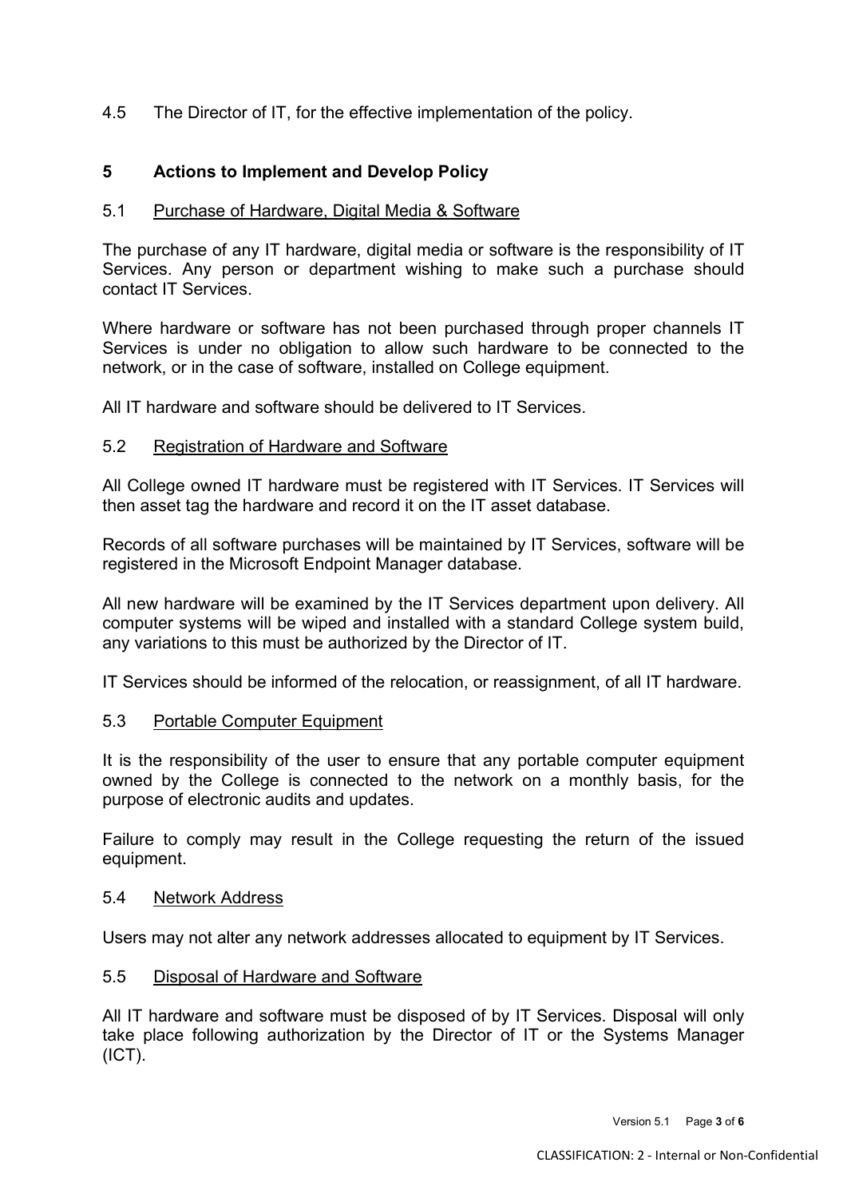4.5 The Director of IT, for the effective implementation of the policy.

## 5 Actions to Implement and Develop Policy

### 5.1 Purchase of Hardware, Digital Media & Software

The purchase of any IT hardware, digital media or software is the responsibility of IT Services. Any person or department wishing to make such a purchase should contact IT Services.

Where hardware or software has not been purchased through proper channels IT Services is under no obligation to allow such hardware to be connected to the network, or in the case of software, installed on College equipment.

All IT hardware and software should be delivered to IT Services.

### 5.2 Registration of Hardware and Software

All College owned IT hardware must be registered with IT Services. IT Services will then asset tag the hardware and record it on the IT asset database.

Records of all software purchases will be maintained by IT Services, software will be registered in the Microsoft Endpoint Manager database.

All new hardware will be examined by the IT Services department upon delivery. All computer systems will be wiped and installed with a standard College system build, any variations to this must be authorized by the Director of IT.

IT Services should be informed of the relocation, or reassignment, of all IT hardware.

### 5.3 Portable Computer Equipment

It is the responsibility of the user to ensure that any portable computer equipment owned by the College is connected to the network on a monthly basis, for the purpose of electronic audits and updates.

Failure to comply may result in the College requesting the return of the issued equipment.

### 5.4 Network Address

Users may not alter any network addresses allocated to equipment by IT Services.

### 5.5 Disposal of Hardware and Software

All IT hardware and software must be disposed of by IT Services. Disposal will only take place following authorization by the Director of IT or the Systems Manager (ICT).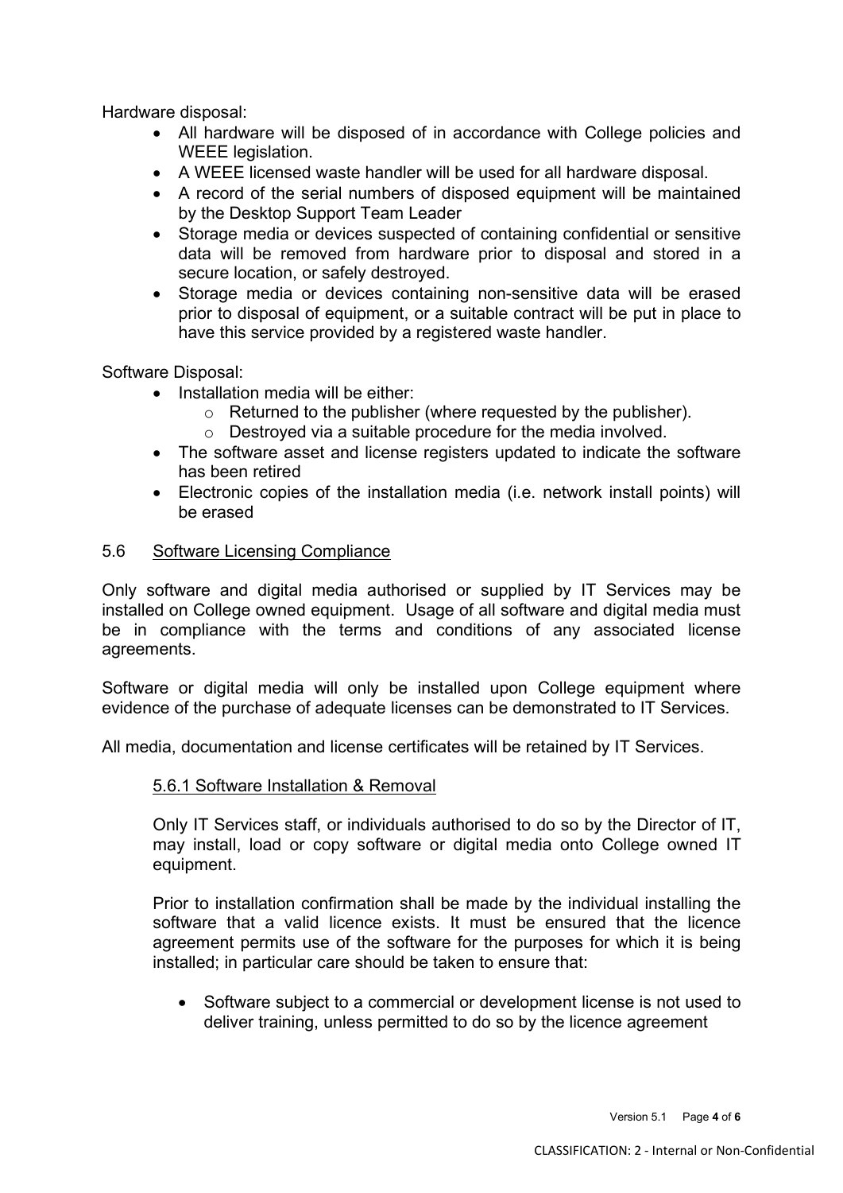Hardware disposal:

- All hardware will be disposed of in accordance with College policies and WEEE legislation.
- A WEEE licensed waste handler will be used for all hardware disposal.
- A record of the serial numbers of disposed equipment will be maintained by the Desktop Support Team Leader
- Storage media or devices suspected of containing confidential or sensitive data will be removed from hardware prior to disposal and stored in a secure location, or safely destroyed.
- Storage media or devices containing non-sensitive data will be erased prior to disposal of equipment, or a suitable contract will be put in place to have this service provided by a registered waste handler.

Software Disposal:

- Installation media will be either:
  - Returned to the publisher (where requested by the publisher).
  - Destroyed via a suitable procedure for the media involved.
- The software asset and license registers updated to indicate the software has been retired
- Electronic copies of the installation media (i.e. network install points) will be erased

## 5.6 Software Licensing Compliance

Only software and digital media authorised or supplied by IT Services may be installed on College owned equipment. Usage of all software and digital media must be in compliance with the terms and conditions of any associated license agreements.

Software or digital media will only be installed upon College equipment where evidence of the purchase of adequate licenses can be demonstrated to IT Services.

All media, documentation and license certificates will be retained by IT Services.

### 5.6.1 Software Installation & Removal

Only IT Services staff, or individuals authorised to do so by the Director of IT, may install, load or copy software or digital media onto College owned IT equipment.

Prior to installation confirmation shall be made by the individual installing the software that a valid licence exists. It must be ensured that the licence agreement permits use of the software for the purposes for which it is being installed; in particular care should be taken to ensure that:

- Software subject to a commercial or development license is not used to deliver training, unless permitted to do so by the licence agreement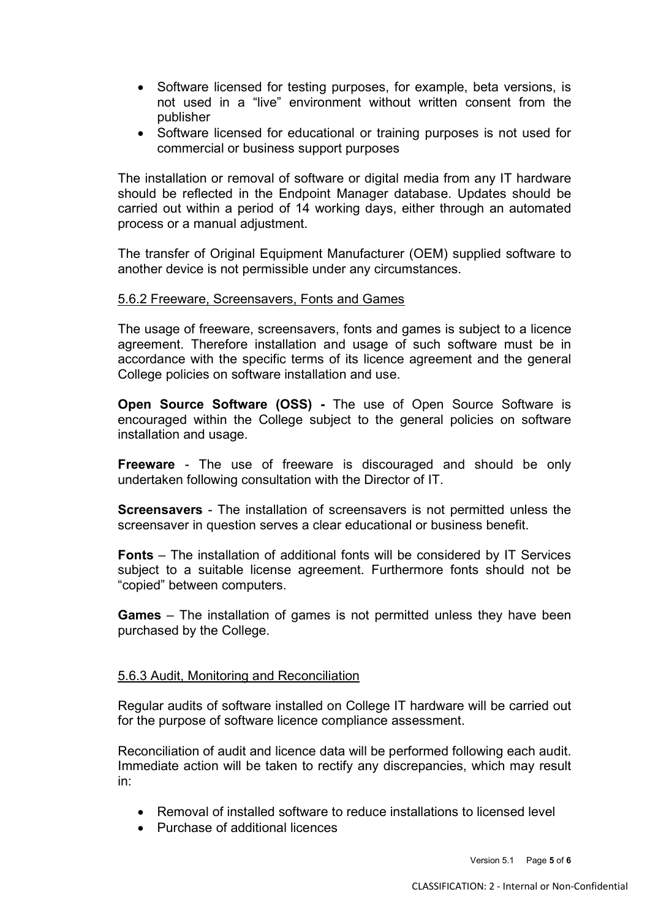- Software licensed for testing purposes, for example, beta versions, is not used in a "live" environment without written consent from the publisher
- Software licensed for educational or training purposes is not used for commercial or business support purposes

The installation or removal of software or digital media from any IT hardware should be reflected in the Endpoint Manager database. Updates should be carried out within a period of 14 working days, either through an automated process or a manual adjustment.

The transfer of Original Equipment Manufacturer (OEM) supplied software to another device is not permissible under any circumstances.

#### 5.6.2 Freeware, Screensavers, Fonts and Games

The usage of freeware, screensavers, fonts and games is subject to a licence agreement. Therefore installation and usage of such software must be in accordance with the specific terms of its licence agreement and the general College policies on software installation and use.

**Open Source Software (OSS) -** The use of Open Source Software is encouraged within the College subject to the general policies on software installation and usage.

**Freeware** - The use of freeware is discouraged and should be only undertaken following consultation with the Director of IT.

**Screensavers** - The installation of screensavers is not permitted unless the screensaver in question serves a clear educational or business benefit.

**Fonts** – The installation of additional fonts will be considered by IT Services subject to a suitable license agreement. Furthermore fonts should not be "copied" between computers.

**Games** – The installation of games is not permitted unless they have been purchased by the College.

#### 5.6.3 Audit, Monitoring and Reconciliation

Regular audits of software installed on College IT hardware will be carried out for the purpose of software licence compliance assessment.

Reconciliation of audit and licence data will be performed following each audit. Immediate action will be taken to rectify any discrepancies, which may result in:

- Removal of installed software to reduce installations to licensed level
- Purchase of additional licences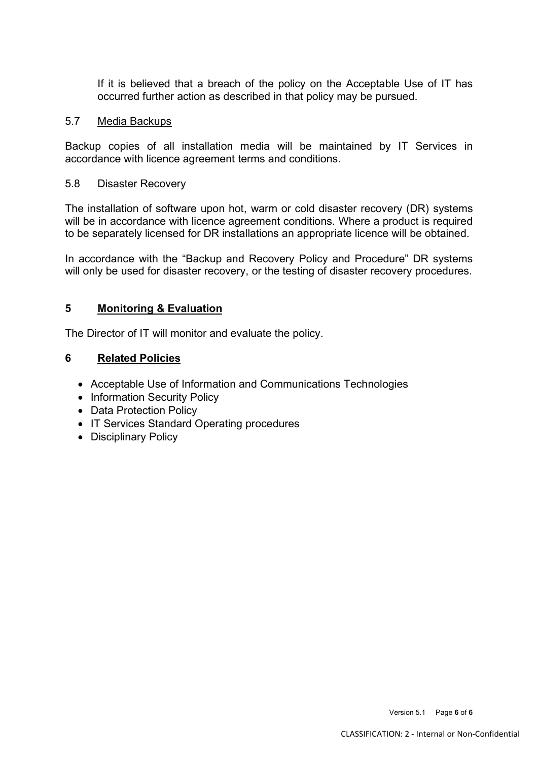If it is believed that a breach of the policy on the Acceptable Use of IT has occurred further action as described in that policy may be pursued.

### 5.7 Media Backups

Backup copies of all installation media will be maintained by IT Services in accordance with licence agreement terms and conditions.

### 5.8 Disaster Recovery

The installation of software upon hot, warm or cold disaster recovery (DR) systems will be in accordance with licence agreement conditions. Where a product is required to be separately licensed for DR installations an appropriate licence will be obtained.

In accordance with the "Backup and Recovery Policy and Procedure" DR systems will only be used for disaster recovery, or the testing of disaster recovery procedures.

## 5 Monitoring & Evaluation

The Director of IT will monitor and evaluate the policy.

## 6 Related Policies

- Acceptable Use of Information and Communications Technologies
- Information Security Policy
- Data Protection Policy
- IT Services Standard Operating procedures
- Disciplinary Policy

CLASSIFICATION: 2 - Internal or Non-Confidential